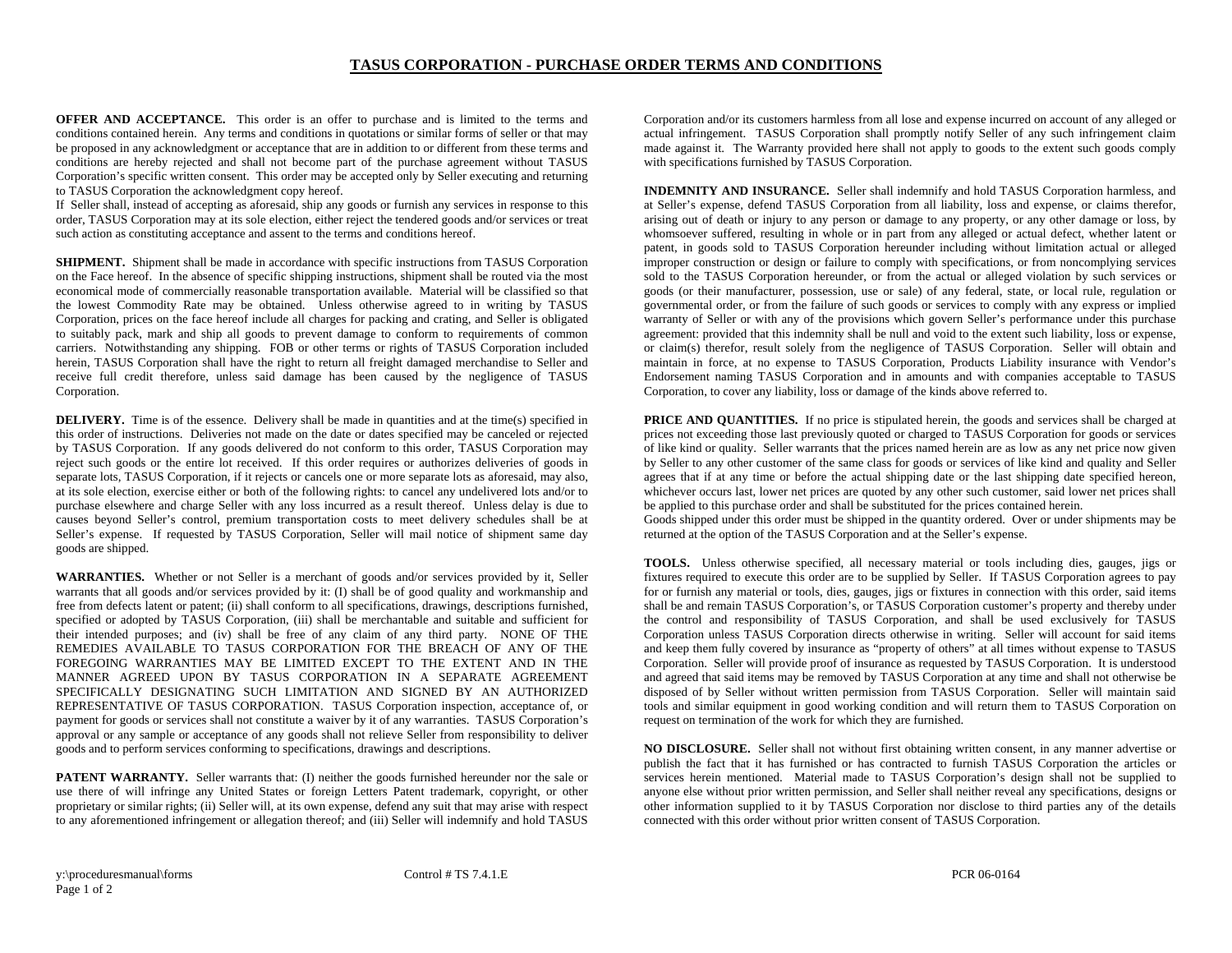# TASUS CORPORATION - PURCHASE ORDER TERMS AND CONDITIONS

**OFFER AND ACCEPTANCE.** This order is an offer to purchase and is limited to the terms and conditions contained herein. Any terms and conditions in quotations or similar forms of seller or that may be proposed in any acknowledgment or acceptance that are in addition to or different from these terms and conditions are hereby rejected and shall not become part of the purchase agreement without TASUS Corporation's specific written consent. This order may be accepted only by Seller executing and returning to TASUS Corporation the acknowledgment copy hereof.
If Seller shall, instead of accepting as aforesaid, ship any goods or furnish any services in response to this order, TASUS Corporation may at its sole election, either reject the tendered goods and/or services or treat such action as constituting acceptance and assent to the terms and conditions hereof.

**SHIPMENT.** Shipment shall be made in accordance with specific instructions from TASUS Corporation on the Face hereof. In the absence of specific shipping instructions, shipment shall be routed via the most economical mode of commercially reasonable transportation available. Material will be classified so that the lowest Commodity Rate may be obtained. Unless otherwise agreed to in writing by TASUS Corporation, prices on the face hereof include all charges for packing and crating, and Seller is obligated to suitably pack, mark and ship all goods to prevent damage to conform to requirements of common carriers. Notwithstanding any shipping. FOB or other terms or rights of TASUS Corporation included herein, TASUS Corporation shall have the right to return all freight damaged merchandise to Seller and receive full credit therefore, unless said damage has been caused by the negligence of TASUS Corporation.

**DELIVERY.** Time is of the essence. Delivery shall be made in quantities and at the time(s) specified in this order of instructions. Deliveries not made on the date or dates specified may be canceled or rejected by TASUS Corporation. If any goods delivered do not conform to this order, TASUS Corporation may reject such goods or the entire lot received. If this order requires or authorizes deliveries of goods in separate lots, TASUS Corporation, if it rejects or cancels one or more separate lots as aforesaid, may also, at its sole election, exercise either or both of the following rights: to cancel any undelivered lots and/or to purchase elsewhere and charge Seller with any loss incurred as a result thereof. Unless delay is due to causes beyond Seller's control, premium transportation costs to meet delivery schedules shall be at Seller's expense. If requested by TASUS Corporation, Seller will mail notice of shipment same day goods are shipped.

**WARRANTIES.** Whether or not Seller is a merchant of goods and/or services provided by it, Seller warrants that all goods and/or services provided by it: (I) shall be of good quality and workmanship and free from defects latent or patent; (ii) shall conform to all specifications, drawings, descriptions furnished, specified or adopted by TASUS Corporation, (iii) shall be merchantable and suitable and sufficient for their intended purposes; and (iv) shall be free of any claim of any third party. NONE OF THE REMEDIES AVAILABLE TO TASUS CORPORATION FOR THE BREACH OF ANY OF THE FOREGOING WARRANTIES MAY BE LIMITED EXCEPT TO THE EXTENT AND IN THE MANNER AGREED UPON BY TASUS CORPORATION IN A SEPARATE AGREEMENT SPECIFICALLY DESIGNATING SUCH LIMITATION AND SIGNED BY AN AUTHORIZED REPRESENTATIVE OF TASUS CORPORATION. TASUS Corporation inspection, acceptance of, or payment for goods or services shall not constitute a waiver by it of any warranties. TASUS Corporation's approval or any sample or acceptance of any goods shall not relieve Seller from responsibility to deliver goods and to perform services conforming to specifications, drawings and descriptions.

**PATENT WARRANTY.** Seller warrants that: (I) neither the goods furnished hereunder nor the sale or use there of will infringe any United States or foreign Letters Patent trademark, copyright, or other proprietary or similar rights; (ii) Seller will, at its own expense, defend any suit that may arise with respect to any aforementioned infringement or allegation thereof; and (iii) Seller will indemnify and hold TASUS Corporation and/or its customers harmless from all lose and expense incurred on account of any alleged or actual infringement. TASUS Corporation shall promptly notify Seller of any such infringement claim made against it. The Warranty provided here shall not apply to goods to the extent such goods comply with specifications furnished by TASUS Corporation.

**INDEMNITY AND INSURANCE.** Seller shall indemnify and hold TASUS Corporation harmless, and at Seller's expense, defend TASUS Corporation from all liability, loss and expense, or claims therefor, arising out of death or injury to any person or damage to any property, or any other damage or loss, by whomsoever suffered, resulting in whole or in part from any alleged or actual defect, whether latent or patent, in goods sold to TASUS Corporation hereunder including without limitation actual or alleged improper construction or design or failure to comply with specifications, or from noncomplying services sold to the TASUS Corporation hereunder, or from the actual or alleged violation by such services or goods (or their manufacturer, possession, use or sale) of any federal, state, or local rule, regulation or governmental order, or from the failure of such goods or services to comply with any express or implied warranty of Seller or with any of the provisions which govern Seller's performance under this purchase agreement: provided that this indemnity shall be null and void to the extent such liability, loss or expense, or claim(s) therefor, result solely from the negligence of TASUS Corporation. Seller will obtain and maintain in force, at no expense to TASUS Corporation, Products Liability insurance with Vendor's Endorsement naming TASUS Corporation and in amounts and with companies acceptable to TASUS Corporation, to cover any liability, loss or damage of the kinds above referred to.

**PRICE AND QUANTITIES.** If no price is stipulated herein, the goods and services shall be charged at prices not exceeding those last previously quoted or charged to TASUS Corporation for goods or services of like kind or quality. Seller warrants that the prices named herein are as low as any net price now given by Seller to any other customer of the same class for goods or services of like kind and quality and Seller agrees that if at any time or before the actual shipping date or the last shipping date specified hereon, whichever occurs last, lower net prices are quoted by any other such customer, said lower net prices shall be applied to this purchase order and shall be substituted for the prices contained herein.
Goods shipped under this order must be shipped in the quantity ordered. Over or under shipments may be returned at the option of the TASUS Corporation and at the Seller's expense.

**TOOLS.** Unless otherwise specified, all necessary material or tools including dies, gauges, jigs or fixtures required to execute this order are to be supplied by Seller. If TASUS Corporation agrees to pay for or furnish any material or tools, dies, gauges, jigs or fixtures in connection with this order, said items shall be and remain TASUS Corporation's, or TASUS Corporation customer's property and thereby under the control and responsibility of TASUS Corporation, and shall be used exclusively for TASUS Corporation unless TASUS Corporation directs otherwise in writing. Seller will account for said items and keep them fully covered by insurance as "property of others" at all times without expense to TASUS Corporation. Seller will provide proof of insurance as requested by TASUS Corporation. It is understood and agreed that said items may be removed by TASUS Corporation at any time and shall not otherwise be disposed of by Seller without written permission from TASUS Corporation. Seller will maintain said tools and similar equipment in good working condition and will return them to TASUS Corporation on request on termination of the work for which they are furnished.

**NO DISCLOSURE.** Seller shall not without first obtaining written consent, in any manner advertise or publish the fact that it has furnished or has contracted to furnish TASUS Corporation the articles or services herein mentioned. Material made to TASUS Corporation's design shall not be supplied to anyone else without prior written permission, and Seller shall neither reveal any specifications, designs or other information supplied to it by TASUS Corporation nor disclose to third parties any of the details connected with this order without prior written consent of TASUS Corporation.

y:\proceduresmanual\forms Control # TS 7.4.1.E PCR 06-0164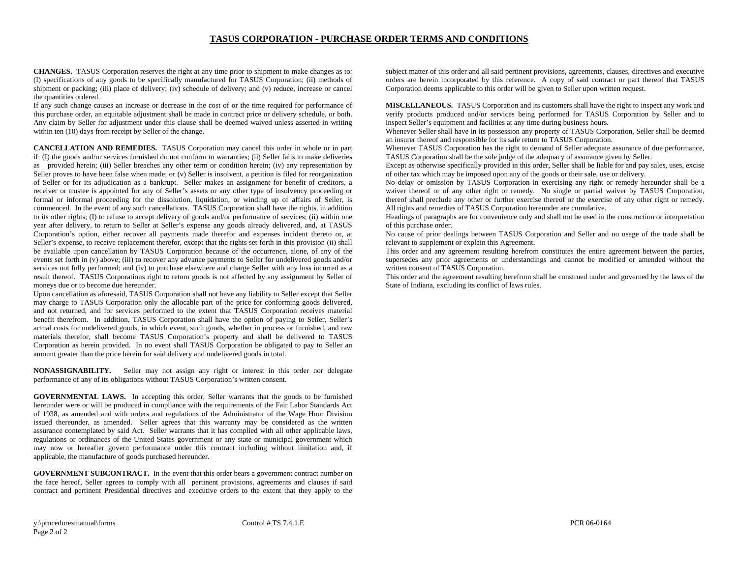## TASUS CORPORATION - PURCHASE ORDER TERMS AND CONDITIONS

**CHANGES.** TASUS Corporation reserves the right at any time prior to shipment to make changes as to: (I) specifications of any goods to be specifically manufactured for TASUS Corporation; (ii) methods of shipment or packing; (iii) place of delivery; (iv) schedule of delivery; and (v) reduce, increase or cancel the quantities ordered.
If any such change causes an increase or decrease in the cost of or the time required for performance of this purchase order, an equitable adjustment shall be made in contract price or delivery schedule, or both. Any claim by Seller for adjustment under this clause shall be deemed waived unless asserted in writing within ten (10) days from receipt by Seller of the change.

**CANCELLATION AND REMEDIES.** TASUS Corporation may cancel this order in whole or in part if: (I) the goods and/or services furnished do not conform to warranties; (ii) Seller fails to make deliveries as provided herein; (iii) Seller breaches any other term or condition herein; (iv) any representation by Seller proves to have been false when made; or (v) Seller is insolvent, a petition is filed for reorganization of Seller or for its adjudication as a bankrupt. Seller makes an assignment for benefit of creditors, a receiver or trustee is appointed for any of Seller's assets or any other type of insolvency proceeding or formal or informal proceeding for the dissolution, liquidation, or winding up of affairs of Seller, is commenced. In the event of any such cancellations. TASUS Corporation shall have the rights, in addition to its other rights; (I) to refuse to accept delivery of goods and/or performance of services; (ii) within one year after delivery, to return to Seller at Seller's expense any goods already delivered, and, at TASUS Corporation's option, either recover all payments made therefor and expenses incident thereto or, at Seller's expense, to receive replacement therefor, except that the rights set forth in this provision (ii) shall be available upon cancellation by TASUS Corporation because of the occurrence, alone, of any of the events set forth in (v) above; (iii) to recover any advance payments to Seller for undelivered goods and/or services not fully performed; and (iv) to purchase elsewhere and charge Seller with any loss incurred as a result thereof. TASUS Corporations right to return goods is not affected by any assignment by Seller of moneys due or to become due hereunder.
Upon cancellation as aforesaid, TASUS Corporation shall not have any liability to Seller except that Seller may charge to TASUS Corporation only the allocable part of the price for conforming goods delivered, and not returned, and for services performed to the extent that TASUS Corporation receives material benefit therefrom. In addition, TASUS Corporation shall have the option of paying to Seller, Seller's actual costs for undelivered goods, in which event, such goods, whether in process or furnished, and raw materials therefor, shall become TASUS Corporation's property and shall be delivered to TASUS Corporation as herein provided. In no event shall TASUS Corporation be obligated to pay to Seller an amount greater than the price herein for said delivery and undelivered goods in total.

**NONASSIGNABILITY.** Seller may not assign any right or interest in this order nor delegate performance of any of its obligations without TASUS Corporation's written consent.

**GOVERNMENTAL LAWS.** In accepting this order, Seller warrants that the goods to be furnished hereunder were or will be produced in compliance with the requirements of the Fair Labor Standards Act of 1938, as amended and with orders and regulations of the Administrator of the Wage Hour Division issued thereunder, as amended. Seller agrees that this warranty may be considered as the written assurance contemplated by said Act. Seller warrants that it has complied with all other applicable laws, regulations or ordinances of the United States government or any state or municipal government which may now or hereafter govern performance under this contract including without limitation and, if applicable, the manufacture of goods purchased hereunder.

**GOVERNMENT SUBCONTRACT.** In the event that this order bears a government contract number on the face hereof, Seller agrees to comply with all pertinent provisions, agreements and clauses if said contract and pertinent Presidential directives and executive orders to the extent that they apply to the subject matter of this order and all said pertinent provisions, agreements, clauses, directives and executive orders are herein incorporated by this reference. A copy of said contract or part thereof that TASUS Corporation deems applicable to this order will be given to Seller upon written request.

**MISCELLANEOUS.** TASUS Corporation and its customers shall have the right to inspect any work and verify products produced and/or services being performed for TASUS Corporation by Seller and to inspect Seller's equipment and facilities at any time during business hours.
Whenever Seller shall have in its possession any property of TASUS Corporation, Seller shall be deemed an insurer thereof and responsible for its safe return to TASUS Corporation.
Whenever TASUS Corporation has the right to demand of Seller adequate assurance of due performance, TASUS Corporation shall be the sole judge of the adequacy of assurance given by Seller.
Except as otherwise specifically provided in this order, Seller shall be liable for and pay sales, uses, excise of other tax which may be imposed upon any of the goods or their sale, use or delivery.
No delay or omission by TASUS Corporation in exercising any right or remedy hereunder shall be a waiver thereof or of any other right or remedy. No single or partial waiver by TASUS Corporation, thereof shall preclude any other or further exercise thereof or the exercise of any other right or remedy. All rights and remedies of TASUS Corporation hereunder are cumulative.
Headings of paragraphs are for convenience only and shall not be used in the construction or interpretation of this purchase order.
No cause of prior dealings between TASUS Corporation and Seller and no usage of the trade shall be relevant to supplement or explain this Agreement.
This order and any agreement resulting herefrom constitutes the entire agreement between the parties, supersedes any prior agreements or understandings and cannot be modified or amended without the written consent of TASUS Corporation.
This order and the agreement resulting herefrom shall be construed under and governed by the laws of the State of Indiana, excluding its conflict of laws rules.

y:\proceduresmanual\forms Control # TS 7.4.1.E PCR 06-0164